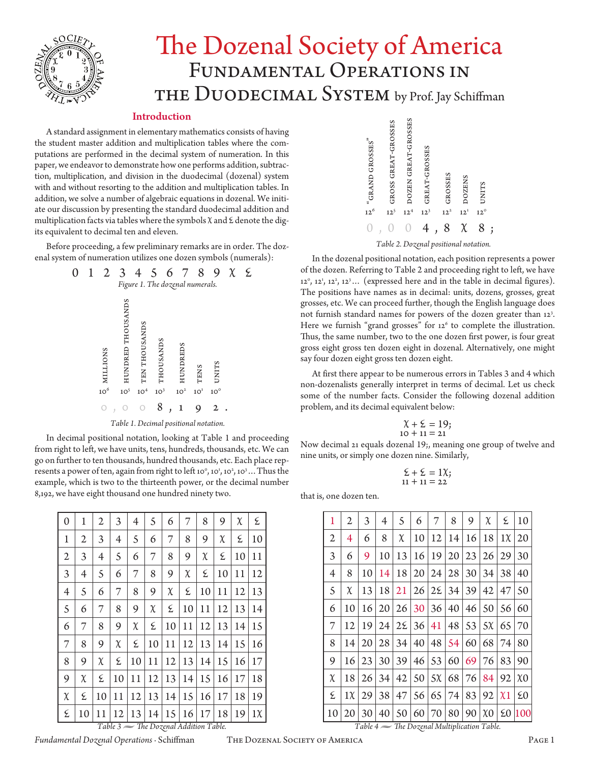# The Dozenal Society of America

## Fundamental Operations in the Duodecimal System by Prof. Jay Schiffman

### Introduction

A standard assignment in elementary mathematics consists of having the student master addition and multiplication tables where the computations are performed in the decimal system of numeration. In this paper, we endeavor to demonstrate how one performs addition, subtraction, multiplication, and division in the duodecimal (dozenal) system with and without resorting to the addition and multiplication tables. In addition, we solve a number of algebraic equations in dozenal. We initiate our discussion by presenting the standard duodecimal addition and multiplication facts via tables where the symbols Ӿ and Ɛ denote the digits equivalent to decimal ten and eleven.

Before proceeding, a few preliminary remarks are in order. The dozenal system of numeration utilizes one dozen symbols (numerals):

0 1 2 3 4 5 6 7 8 9 Ӿ Ɛ

*Figure 1. The dozenal numerals.*

| Millions | Hundred Thousands | Ten Thousands | Thousands | Hundreds | Tens | Units |
|---|---|---|---|---|---|---|
| $10^6$ | $10^5$ | $10^4$ | $10^3$ | $10^2$ | $10^1$ | $10^0$ |
| 0, | 0 | 0 | 8, | 1 | 9 | 2. |

*Table 1. Decimal positional notation.*

In decimal positional notation, looking at Table 1 and proceeding from right to left, we have units, tens, hundreds, thousands, etc. We can go on further to ten thousands, hundred thousands, etc. Each place represents a power of ten, again from right to left $10^0, 10^1, 10^2, 10^3\ldots$ Thus the example, which is two to the thirteenth power, or the decimal number 8,192, we have eight thousand one hundred ninety two.

| 0 | 1 | 2 | 3 | 4 | 5 | 6 | 7 | 8 | 9 | Ӿ | Ɛ |
|---|---|---|---|---|---|---|---|---|---|---|---|
| 1 | 2 | 3 | 4 | 5 | 6 | 7 | 8 | 9 | Ӿ | Ɛ | 10 |
| 2 | 3 | 4 | 5 | 6 | 7 | 8 | 9 | Ӿ | Ɛ | 10 | 11 |
| 3 | 4 | 5 | 6 | 7 | 8 | 9 | Ӿ | Ɛ | 10 | 11 | 12 |
| 4 | 5 | 6 | 7 | 8 | 9 | Ӿ | Ɛ | 10 | 11 | 12 | 13 |
| 5 | 6 | 7 | 8 | 9 | Ӿ | Ɛ | 10 | 11 | 12 | 13 | 14 |
| 6 | 7 | 8 | 9 | Ӿ | Ɛ | 10 | 11 | 12 | 13 | 14 | 15 |
| 7 | 8 | 9 | Ӿ | Ɛ | 10 | 11 | 12 | 13 | 14 | 15 | 16 |
| 8 | 9 | Ӿ | Ɛ | 10 | 11 | 12 | 13 | 14 | 15 | 16 | 17 |
| 9 | Ӿ | Ɛ | 10 | 11 | 12 | 13 | 14 | 15 | 16 | 17 | 18 |
| Ӿ | Ɛ | 10 | 11 | 12 | 13 | 14 | 15 | 16 | 17 | 18 | 19 |
| Ɛ | 10 | 11 | 12 | 13 | 14 | 15 | 16 | 17 | 18 | 19 | 1Ӿ |

*Table 3 — The Dozenal Addition Table.*

| "Grand Grosses" | Gross Great-Grosses | Dozen Great-Grosses | Great-Grosses | Grosses | Dozens | Units |
|---|---|---|---|---|---|---|
| $12^6$ | $12^5$ | $12^4$ | $12^3$ | $12^2$ | $12^1$ | $12^0$ |
| 0, | 0 | 0 | 4, | 8 | Ӿ | 8; |

*Table 2. Dozenal positional notation.*

In the dozenal positional notation, each position represents a power of the dozen. Referring to Table 2 and proceeding right to left, we have $12^0, 12^1, 12^2, 12^3\ldots$ (expressed here and in the table in decimal figures). The positions have names as in decimal: units, dozens, grosses, great grosses, etc. We can proceed further, though the English language does not furnish standard names for powers of the dozen greater than $12^3$. Here we furnish "grand grosses" for $12^6$ to complete the illustration. Thus, the same number, two to the one dozen first power, is four great gross eight gross ten dozen eight in dozenal. Alternatively, one might say four dozen eight gross ten dozen eight.

At first there appear to be numerous errors in Tables 3 and 4 which non-dozenalists generally interpret in terms of decimal. Let us check some of the number facts. Consider the following dozenal addition problem, and its decimal equivalent below:

$$\text{Ӿ} + \text{Ɛ} = 19;$$
$$10 + 11 = 21$$

Now decimal 21 equals dozenal 19;, meaning one group of twelve and nine units, or simply one dozen nine. Similarly,

$$\text{Ɛ} + \text{Ɛ} = 1\text{Ӿ};$$
$$11 + 11 = 22$$

that is, one dozen ten.

| 1 | 2 | 3 | 4 | 5 | 6 | 7 | 8 | 9 | Ӿ | Ɛ | 10 |
|---|---|---|---|---|---|---|---|---|---|---|---|
| 2 | 4 | 6 | 8 | Ӿ | 10 | 12 | 14 | 16 | 18 | 1Ӿ | 20 |
| 3 | 6 | 9 | 10 | 13 | 16 | 19 | 20 | 23 | 26 | 29 | 30 |
| 4 | 8 | 10 | 14 | 18 | 20 | 24 | 28 | 30 | 34 | 38 | 40 |
| 5 | Ӿ | 13 | 18 | 21 | 26 | 2Ɛ | 34 | 39 | 42 | 47 | 50 |
| 6 | 10 | 16 | 20 | 26 | 30 | 36 | 40 | 46 | 50 | 56 | 60 |
| 7 | 12 | 19 | 24 | 2Ɛ | 36 | 41 | 48 | 53 | 5Ӿ | 65 | 70 |
| 8 | 14 | 20 | 28 | 34 | 40 | 48 | 54 | 60 | 68 | 74 | 80 |
| 9 | 16 | 23 | 30 | 39 | 46 | 53 | 60 | 69 | 76 | 83 | 90 |
| Ӿ | 18 | 26 | 34 | 42 | 50 | 5Ӿ | 68 | 76 | 84 | 92 | Ӿ0 |
| Ɛ | 1Ӿ | 29 | 38 | 47 | 56 | 65 | 74 | 83 | 92 | Ӿ1 | Ɛ0 |
| 10 | 20 | 30 | 40 | 50 | 60 | 70 | 80 | 90 | Ӿ0 | Ɛ0 | 100 |

*Table 4 — The Dozenal Multiplication Table.*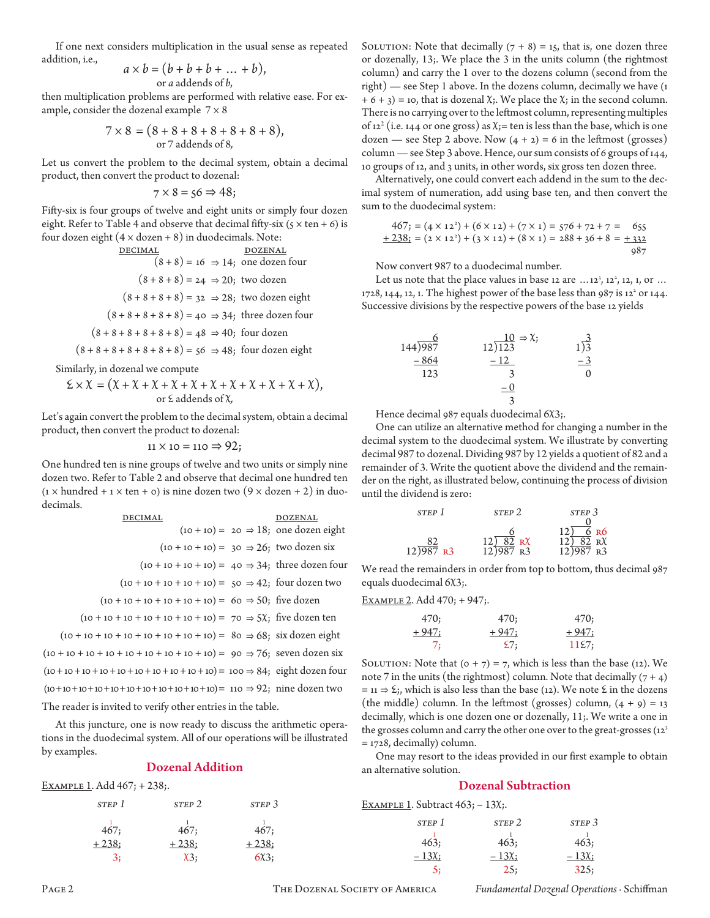If one next considers multiplication in the usual sense as repeated addition, i.e.,

$$a \times b = (b + b + b + \ldots + b),$$
or $a$ addends of $b$,

then multiplication problems are performed with relative ease. For example, consider the dozenal example $7 \times 8$

$$7 \times 8 = (8 + 8 + 8 + 8 + 8 + 8 + 8),$$
or 7 addends of 8,

Let us convert the problem to the decimal system, obtain a decimal product, then convert the product to dozenal:

$$7 \times 8 = 56 \Rightarrow 48;$$

Fifty-six is four groups of twelve and eight units or simply four dozen eight. Refer to Table 4 and observe that decimal fifty-six ($5 \times$ ten $+ 6$) is four dozen eight ($4 \times$ dozen $+ 8$) in duodecimals. Note:

| DECIMAL | | DOZENAL |
|---|---|---|
| $(8 + 8) = 16$ | $\Rightarrow 14;$ | one dozen four |
| $(8 + 8 + 8) = 24$ | $\Rightarrow 20;$ | two dozen |
| $(8 + 8 + 8 + 8) = 32$ | $\Rightarrow 28;$ | two dozen eight |
| $(8 + 8 + 8 + 8 + 8) = 40$ | $\Rightarrow 34;$ | three dozen four |
| $(8 + 8 + 8 + 8 + 8 + 8) = 48$ | $\Rightarrow 40;$ | four dozen |
| $(8 + 8 + 8 + 8 + 8 + 8 + 8) = 56$ | $\Rightarrow 48;$ | four dozen eight |

Similarly, in dozenal we compute

$$Ɛ \times Χ = (Χ + Χ + Χ + Χ + Χ + Χ + Χ + Χ + Χ + Χ + Χ),$$
or Ɛ addends of Χ,

Let's again convert the problem to the decimal system, obtain a decimal product, then convert the product to dozenal:

$$11 \times 10 = 110 \Rightarrow 92;$$

One hundred ten is nine groups of twelve and two units or simply nine dozen two. Refer to Table 2 and observe that decimal one hundred ten ($1 \times$ hundred $+ 1 \times$ ten $+ 0$) is nine dozen two ($9 \times$ dozen $+ 2$) in duodecimals.

| DECIMAL | | DOZENAL |
|---|---|---|
| $(10 + 10) = 20$ | $\Rightarrow 18;$ | one dozen eight |
| $(10 + 10 + 10) = 30$ | $\Rightarrow 26;$ | two dozen six |
| $(10 + 10 + 10 + 10) = 40$ | $\Rightarrow 34;$ | three dozen four |
| $(10 + 10 + 10 + 10 + 10) = 50$ | $\Rightarrow 42;$ | four dozen two |
| $(10 + 10 + 10 + 10 + 10 + 10) = 60$ | $\Rightarrow 50;$ | five dozen |
| $(10 + 10 + 10 + 10 + 10 + 10 + 10) = 70$ | $\Rightarrow 5Χ;$ | five dozen ten |
| $(10 + 10 + 10 + 10 + 10 + 10 + 10 + 10) = 80$ | $\Rightarrow 68;$ | six dozen eight |
| $(10 + 10 + 10 + 10 + 10 + 10 + 10 + 10 + 10) = 90$ | $\Rightarrow 76;$ | seven dozen six |
| $(10+10+10+10+10+10+10+10+10+10) = 100$ | $\Rightarrow 84;$ | eight dozen four |
| $(10+10+10+10+10+10+10+10+10+10+10) = 110$ | $\Rightarrow 92;$ | nine dozen two |

The reader is invited to verify other entries in the table.

At this juncture, one is now ready to discuss the arithmetic operations in the duodecimal system. All of our operations will be illustrated by examples.

## Dozenal Addition

Example 1. Add 467; + 238;.

| STEP 1 | STEP 2 | STEP 3 |
|---|---|---|
| 4 6 ¹7; | 4 ¹6 7; | 4 ¹6 7; |
| + 238; | + 238; | + 238; |
| 3; | Χ3; | 6Χ3; |

Solution: Note that decimally $(7 + 8) = 15$, that is, one dozen three or dozenally, 13;. We place the 3 in the units column (the rightmost column) and carry the 1 over to the dozens column (second from the right) — see Step 1 above. In the dozens column, decimally we have $(1 + 6 + 3) = 10$, that is dozenal Χ;. We place the Χ; in the second column. There is no carrying over to the leftmost column, representing multiples of $12^2$ (i.e. 144 or one gross) as Χ;= ten is less than the base, which is one dozen — see Step 2 above. Now $(4 + 2) = 6$ in the leftmost (grosses) column — see Step 3 above. Hence, our sum consists of 6 groups of 144, 10 groups of 12, and 3 units, in other words, six gross ten dozen three.

Alternatively, one could convert each addend in the sum to the decimal system of numeration, add using base ten, and then convert the sum to the duodecimal system:

$$\begin{aligned} 467; &= (4 \times 12^2) + (6 \times 12) + (7 \times 1) = 576 + 72 + 7 = 655 \\ +238; &= (2 \times 12^2) + (3 \times 12) + (8 \times 1) = 288 + 36 + 8 = +332 \\ & \hspace{19em} 987 \end{aligned}$$

Now convert 987 to a duodecimal number.

Let us note that the place values in base 12 are $\ldots 12^3, 12^2, 12, 1$, or $\ldots 1728, 144, 12, 1$. The highest power of the base less than 987 is $12^2$ or 144. Successive divisions by the respective powers of the base 12 yields

$$144\overline{)987} = 6,\; 987 - 864 = 123 \qquad 12\overline{)123} = 10 \Rightarrow Χ;,\; 123 - 12 = 3,\; 3 - 0 = 3 \qquad 1\overline{)3} = 3,\; 3 - 3 = 0$$

Hence decimal 987 equals duodecimal 6Χ3;.

One can utilize an alternative method for changing a number in the decimal system to the duodecimal system. We illustrate by converting decimal 987 to dozenal. Dividing 987 by 12 yields a quotient of 82 and a remainder of 3. Write the quotient above the dividend and the remainder on the right, as illustrated below, continuing the process of division until the dividend is zero:

| STEP 1 | STEP 2 | STEP 3 |
|---|---|---|
| | | 0 |
| | | 12)6 R6 |
| | 6 | 12)82 RΧ |
| 82 | 12)82 RΧ | 12)987 R3 |
| 12)987 R3 | 12)987 R3 | |

We read the remainders in order from top to bottom, thus decimal 987 equals duodecimal 6Χ3;.

Example 2. Add 470; + 947;.

| | | |
|---|---|---|
| 470; | 470; | 470; |
| + 947; | + 947; | + 947; |
| 7; | Ɛ7; | 11Ɛ7; |

Solution: Note that $(0 + 7) = 7$, which is less than the base (12). We note 7 in the units (the rightmost) column. Note that decimally $(7 + 4) = 11 \Rightarrow Ɛ;$, which is also less than the base (12). We note Ɛ in the dozens (the middle) column. In the leftmost (grosses) column, $(4 + 9) = 13$ decimally, which is one dozen one or dozenally, 11;. We write a one in the grosses column and carry the other one over to the great-grosses ($12^3 = 1728$, decimally) column.

One may resort to the ideas provided in our first example to obtain an alternative solution.

## Dozenal Subtraction

Example 1. Subtract 463; − 13Χ;.

| STEP 1 | STEP 2 | STEP 3 |
|---|---|---|
| 4 6 ¹3; | 4 ¹6 3; | 4 ¹6 3; |
| − 13Χ; | − 13Χ; | − 13Χ; |
| 5; | 25; | 325; |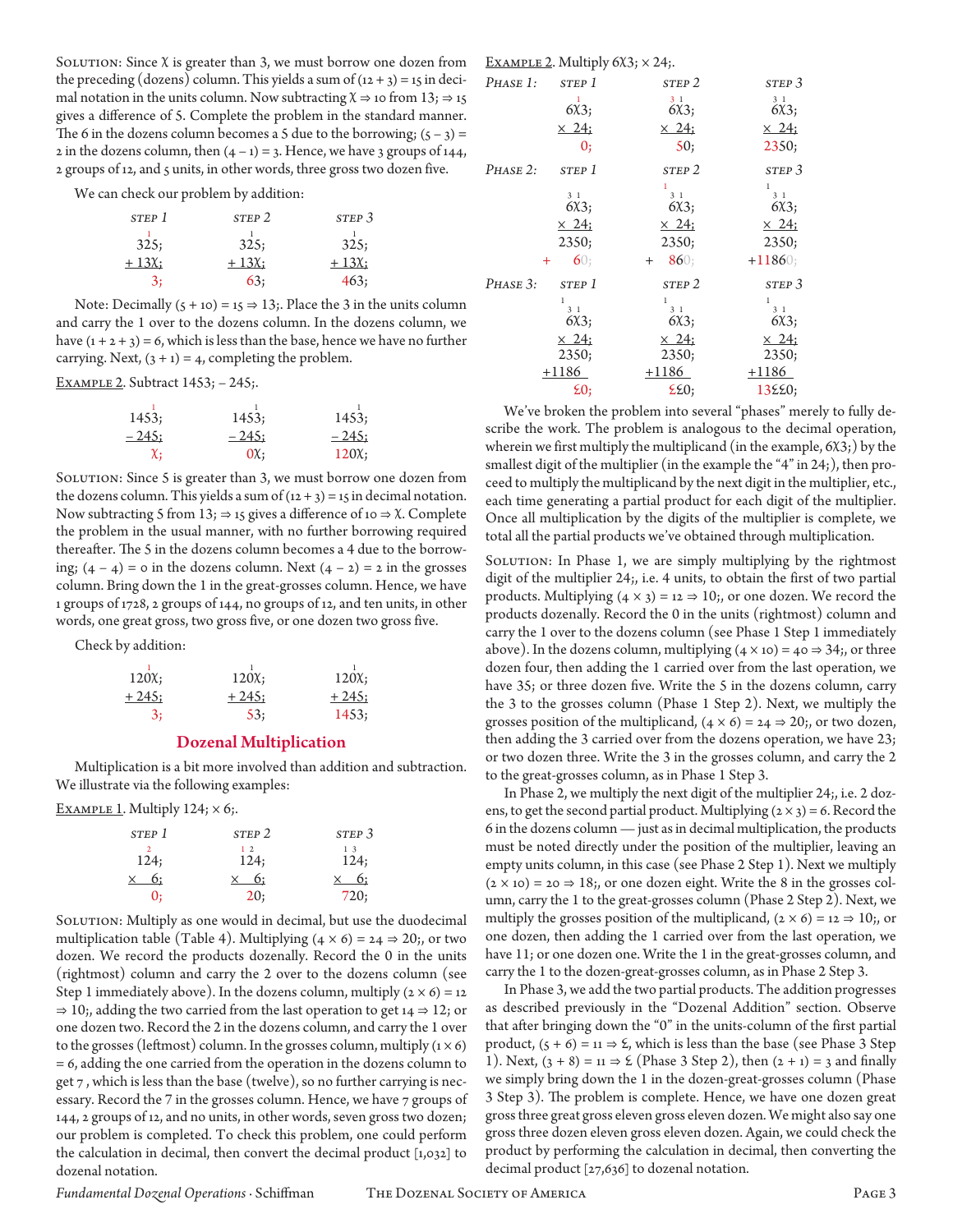Solution: Since Ӿ is greater than 3, we must borrow one dozen from the preceding (dozens) column. This yields a sum of (12 + 3) = 15 in decimal notation in the units column. Now subtracting Ӿ ⇒ 10 from 13; ⇒ 15 gives a difference of 5. Complete the problem in the standard manner. The 6 in the dozens column becomes a 5 due to the borrowing; (5 – 3) = 2 in the dozens column, then (4 – 1) = 3. Hence, we have 3 groups of 144, 2 groups of 12, and 5 units, in other words, three gross two dozen five.

We can check our problem by addition:

| STEP 1 | STEP 2 | STEP 3 |
|---|---|---|
| 1 | 1 | 1 |
| 325; | 325; | 325; |
| + 13Ӿ; | + 13Ӿ; | + 13Ӿ; |
| 3; | 63; | 463; |

Note: Decimally (5 + 10) = 15 ⇒ 13;. Place the 3 in the units column and carry the 1 over to the dozens column. In the dozens column, we have (1 + 2 + 3) = 6, which is less than the base, hence we have no further carrying. Next, (3 + 1) = 4, completing the problem.

Example 2. Subtract 1453; – 245;.

| | | |
|---|---|---|
| 1 | 1 | 1 |
| 1453; | 1453; | 1453; |
| – 245; | – 245; | – 245; |
| Ӿ; | 0Ӿ; | 120Ӿ; |

Solution: Since 5 is greater than 3, we must borrow one dozen from the dozens column. This yields a sum of (12 + 3) = 15 in decimal notation. Now subtracting 5 from 13; ⇒ 15 gives a difference of 10 ⇒ Ӿ. Complete the problem in the usual manner, with no further borrowing required thereafter. The 5 in the dozens column becomes a 4 due to the borrowing; (4 – 4) = 0 in the dozens column. Next (4 – 2) = 2 in the grosses column. Bring down the 1 in the great-grosses column. Hence, we have 1 groups of 1728, 2 groups of 144, no groups of 12, and ten units, in other words, one great gross, two gross five, or one dozen two gross five.

Check by addition:

| | | |
|---|---|---|
| 1 | 1 | 1 |
| 120Ӿ; | 120Ӿ; | 120Ӿ; |
| + 245; | + 245; | + 245; |
| 3; | 53; | 1453; |

## Dozenal Multiplication

Multiplication is a bit more involved than addition and subtraction. We illustrate via the following examples:

Example 1. Multiply 124; × 6;.

| STEP 1 | STEP 2 | STEP 3 |
|---|---|---|
| 2 | 1 2 | 1 3 |
| 124; | 124; | 124; |
| × 6; | × 6; | × 6; |
| 0; | 20; | 720; |

Solution: Multiply as one would in decimal, but use the duodecimal multiplication table (Table 4). Multiplying (4 × 6) = 24 ⇒ 20;, or two dozen. We record the products dozenally. Record the 0 in the units (rightmost) column and carry the 2 over to the dozens column (see Step 1 immediately above). In the dozens column, multiply (2 × 6) = 12 ⇒ 10;, adding the two carried from the last operation to get 14 ⇒ 12; or one dozen two. Record the 2 in the dozens column, and carry the 1 over to the grosses (leftmost) column. In the grosses column, multiply (1 × 6) = 6, adding the one carried from the operation in the dozens column to get 7 , which is less than the base (twelve), so no further carrying is necessary. Record the 7 in the grosses column. Hence, we have 7 groups of 144, 2 groups of 12, and no units, in other words, seven gross two dozen; our problem is completed. To check this problem, one could perform the calculation in decimal, then convert the decimal product [1,032] to dozenal notation.

Example 2. Multiply 6Ӿ3; × 24;.

| | STEP 1 | STEP 2 | STEP 3 |
|---|---|---|---|
| *Phase 1:* | 1 | 3 1 | 3 1 |
| | 6Ӿ3; | 6Ӿ3; | 6Ӿ3; |
| | × 24; | × 24; | × 24; |
| | 0; | 50; | 2350; |
| *Phase 2:* | 3 1 | 1 / 3 1 | 1 / 3 1 |
| | 6Ӿ3; | 6Ӿ3; | 6Ӿ3; |
| | × 24; | × 24; | × 24; |
| | 2350; | 2350; | 2350; |
| | + 60; | + 860; | +11860; |
| *Phase 3:* | 1 / 3 1 | 1 / 3 1 | 1 / 3 1 |
| | 6Ӿ3; | 6Ӿ3; | 6Ӿ3; |
| | × 24; | × 24; | × 24; |
| | 2350; | 2350; | 2350; |
| | +1186 | +1186 | +1186 |
| | Ɛ0; | ƐƐ0; | 13ƐƐ0; |

We've broken the problem into several "phases" merely to fully describe the work. The problem is analogous to the decimal operation, wherein we first multiply the multiplicand (in the example, 6Ӿ3;) by the smallest digit of the multiplier (in the example the "4" in 24;), then proceed to multiply the multiplicand by the next digit in the multiplier, etc., each time generating a partial product for each digit of the multiplier. Once all multiplication by the digits of the multiplier is complete, we total all the partial products we've obtained through multiplication.

Solution: In Phase 1, we are simply multiplying by the rightmost digit of the multiplier 24;, i.e. 4 units, to obtain the first of two partial products. Multiplying (4 × 3) = 12 ⇒ 10;, or one dozen. We record the products dozenally. Record the 0 in the units (rightmost) column and carry the 1 over to the dozens column (see Phase 1 Step 1 immediately above). In the dozens column, multiplying (4 × 10) = 40 ⇒ 34;, or three dozen four, then adding the 1 carried over from the last operation, we have 35; or three dozen five. Write the 5 in the dozens column, carry the 3 to the grosses column (Phase 1 Step 2). Next, we multiply the grosses position of the multiplicand, (4 × 6) = 24 ⇒ 20;, or two dozen, then adding the 3 carried over from the dozens operation, we have 23; or two dozen three. Write the 3 in the grosses column, and carry the 2 to the great-grosses column, as in Phase 1 Step 3.

In Phase 2, we multiply the next digit of the multiplier 24;, i.e. 2 dozens, to get the second partial product. Multiplying (2 × 3) = 6. Record the 6 in the dozens column — just as in decimal multiplication, the products must be noted directly under the position of the multiplier, leaving an empty units column, in this case (see Phase 2 Step 1). Next we multiply (2 × 10) = 20 ⇒ 18;, or one dozen eight. Write the 8 in the grosses column, carry the 1 to the great-grosses column (Phase 2 Step 2). Next, we multiply the grosses position of the multiplicand, (2 × 6) = 12 ⇒ 10;, or one dozen, then adding the 1 carried over from the last operation, we have 11; or one dozen one. Write the 1 in the great-grosses column, and carry the 1 to the dozen-great-grosses column, as in Phase 2 Step 3.

In Phase 3, we add the two partial products. The addition progresses as described previously in the "Dozenal Addition" section. Observe that after bringing down the "0" in the units-column of the first partial product, (5 + 6) = 11 ⇒ Ɛ, which is less than the base (see Phase 3 Step 1). Next, (3 + 8) = 11 ⇒ Ɛ (Phase 3 Step 2), then (2 + 1) = 3 and finally we simply bring down the 1 in the dozen-great-grosses column (Phase 3 Step 3). The problem is complete. Hence, we have one dozen great gross three great gross eleven gross eleven dozen. We might also say one gross three dozen eleven gross eleven dozen. Again, we could check the product by performing the calculation in decimal, then converting the decimal product [27,636] to dozenal notation.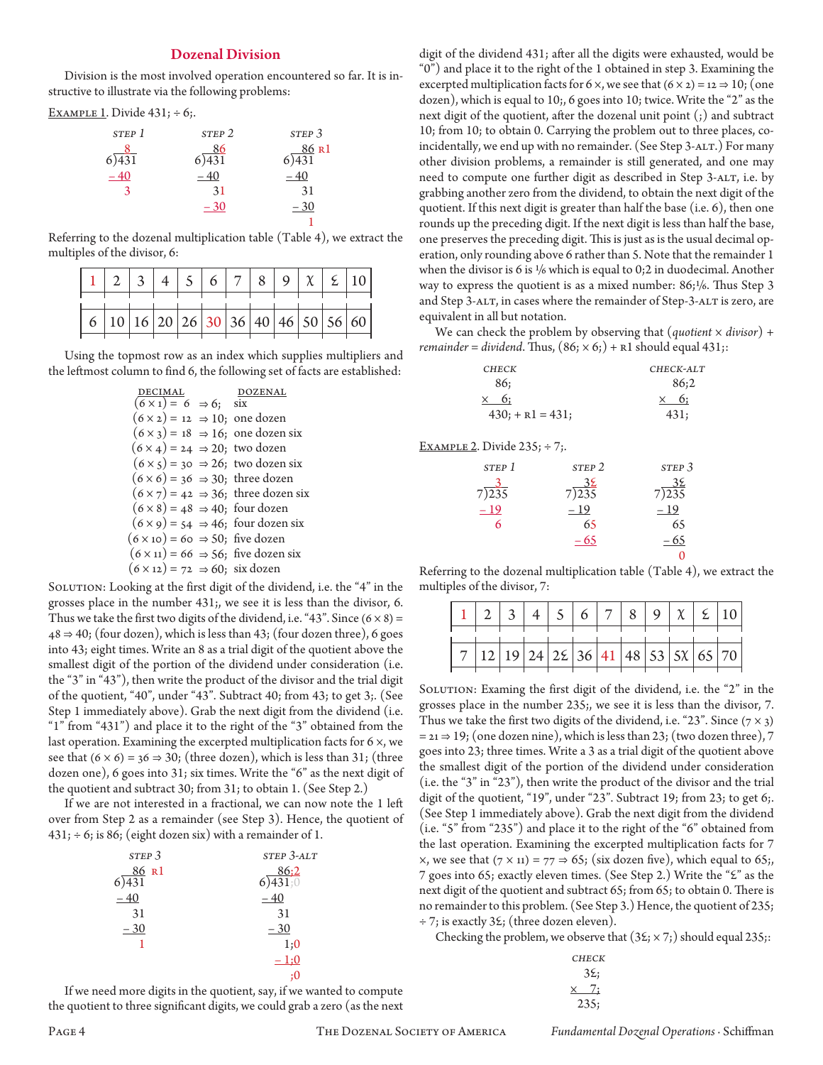## Dozenal Division

Division is the most involved operation encountered so far. It is instructive to illustrate via the following problems:

Example 1. Divide 431; ÷ 6;.

```
STEP 1            STEP 2            STEP 3
    8                86                86 R1
6)431             6)431             6)431
 – 40              – 40              – 40
    3                31                31
                   – 30              – 30
                                        1
```

Referring to the dozenal multiplication table (Table 4), we extract the multiples of the divisor, 6:

| 1 | 2 | 3 | 4 | 5 | 6 | 7 | 8 | 9 | Ϫ | Ɛ | 10 |
|---|---|---|---|---|---|---|---|---|---|---|---|
| 6 | 10 | 16 | 20 | 26 | 30 | 36 | 40 | 46 | 50 | 56 | 60 |

Using the topmost row as an index which supplies multipliers and the leftmost column to find 6, the following set of facts are established:

| DECIMAL | | DOZENAL |
|---|---|---|
| $(6 \times 1) = 6$ | ⇒ 6; | six |
| $(6 \times 2) = 12$ | ⇒ 10; | one dozen |
| $(6 \times 3) = 18$ | ⇒ 16; | one dozen six |
| $(6 \times 4) = 24$ | ⇒ 20; | two dozen |
| $(6 \times 5) = 30$ | ⇒ 26; | two dozen six |
| $(6 \times 6) = 36$ | ⇒ 30; | three dozen |
| $(6 \times 7) = 42$ | ⇒ 36; | three dozen six |
| $(6 \times 8) = 48$ | ⇒ 40; | four dozen |
| $(6 \times 9) = 54$ | ⇒ 46; | four dozen six |
| $(6 \times 10) = 60$ | ⇒ 50; | five dozen |
| $(6 \times 11) = 66$ | ⇒ 56; | five dozen six |
| $(6 \times 12) = 72$ | ⇒ 60; | six dozen |

Solution: Looking at the first digit of the dividend, i.e. the "4" in the grosses place in the number 431;, we see it is less than the divisor, 6. Thus we take the first two digits of the dividend, i.e. "43". Since $(6 \times 8) = 48$ ⇒ 40; (four dozen), which is less than 43; (four dozen three), 6 goes into 43; eight times. Write an 8 as a trial digit of the quotient above the smallest digit of the portion of the dividend under consideration (i.e. the "3" in "43"), then write the product of the divisor and the trial digit of the quotient, "40", under "43". Subtract 40; from 43; to get 3;. (See Step 1 immediately above). Grab the next digit from the dividend (i.e. "1" from "431") and place it to the right of the "3" obtained from the last operation. Examining the excerpted multiplication facts for 6 ×, we see that $(6 \times 6) = 36$ ⇒ 30; (three dozen), which is less than 31; (three dozen one), 6 goes into 31; six times. Write the "6" as the next digit of the quotient and subtract 30; from 31; to obtain 1. (See Step 2.)

If we are not interested in a fractional, we can now note the 1 left over from Step 2 as a remainder (see Step 3). Hence, the quotient of 431; ÷ 6; is 86; (eight dozen six) with a remainder of 1.

```
STEP 3            STEP 3-ALT
   86 R1             86;2
6)431             6)431;0
 – 40              – 40
   31                31
 – 30              – 30
    1                 1;0
                    – 1;0
                       ;0
```

If we need more digits in the quotient, say, if we wanted to compute the quotient to three significant digits, we could grab a zero (as the next digit of the dividend 431; after all the digits were exhausted, would be "0") and place it to the right of the 1 obtained in step 3. Examining the excerpted multiplication facts for 6 ×, we see that $(6 \times 2) = 12$ ⇒ 10; (one dozen), which is equal to 10;, 6 goes into 10; twice. Write the "2" as the next digit of the quotient, after the dozenal unit point (;) and subtract 10; from 10; to obtain 0. Carrying the problem out to three places, coincidentally, we end up with no remainder. (See Step 3-alt.) For many other division problems, a remainder is still generated, and one may need to compute one further digit as described in Step 3-alt, i.e. by grabbing another zero from the dividend, to obtain the next digit of the quotient. If this next digit is greater than half the base (i.e. 6), then one rounds up the preceding digit. If the next digit is less than half the base, one preserves the preceding digit. This is just as is the usual decimal operation, only rounding above 6 rather than 5. Note that the remainder 1 when the divisor is 6 is ⅙ which is equal to 0;2 in duodecimal. Another way to express the quotient is as a mixed number: 86;⅙. Thus Step 3 and Step 3-alt, in cases where the remainder of Step-3-alt is zero, are equivalent in all but notation.

We can check the problem by observing that (*quotient* × *divisor*) + *remainder* = *dividend*. Thus, (86; × 6;) + R1 should equal 431;:

```
CHECK                     CHECK-ALT
   86;                       86;2
 ×  6;                     ×   6;
  430; + R1 = 431;          431;
```

Example 2. Divide 235; ÷ 7;.

```
STEP 1            STEP 2            STEP 3
    3                3Ɛ                3Ɛ
7)235             7)235             7)235
 – 19              – 19              – 19
    6                65                65
                   – 65              – 65
                                        0
```

Referring to the dozenal multiplication table (Table 4), we extract the multiples of the divisor, 7:

| 1 | 2 | 3 | 4 | 5 | 6 | 7 | 8 | 9 | Ϫ | Ɛ | 10 |
|---|---|---|---|---|---|---|---|---|---|---|---|
| 7 | 12 | 19 | 24 | 2Ɛ | 36 | 41 | 48 | 53 | 5Ϫ | 65 | 70 |

Solution: Examing the first digit of the dividend, i.e. the "2" in the grosses place in the number 235;, we see it is less than the divisor, 7. Thus we take the first two digits of the dividend, i.e. "23". Since $(7 \times 3) = 21$ ⇒ 19; (one dozen nine), which is less than 23; (two dozen three), 7 goes into 23; three times. Write a 3 as a trial digit of the quotient above the smallest digit of the portion of the dividend under consideration (i.e. the "3" in "23"), then write the product of the divisor and the trial digit of the quotient, "19", under "23". Subtract 19; from 23; to get 6;. (See Step 1 immediately above). Grab the next digit from the dividend (i.e. "5" from "235") and place it to the right of the "6" obtained from the last operation. Examining the excerpted multiplication facts for 7 ×, we see that $(7 \times 11) = 77$ ⇒ 65; (six dozen five), which equal to 65;, 7 goes into 65; exactly eleven times. (See Step 2.) Write the "Ɛ" as the next digit of the quotient and subtract 65; from 65; to obtain 0. There is no remainder to this problem. (See Step 3.) Hence, the quotient of 235; ÷ 7; is exactly 3Ɛ; (three dozen eleven).

Checking the problem, we observe that (3Ɛ; × 7;) should equal 235;:

```
CHECK
   3Ɛ;
 ×  7;
  235;
```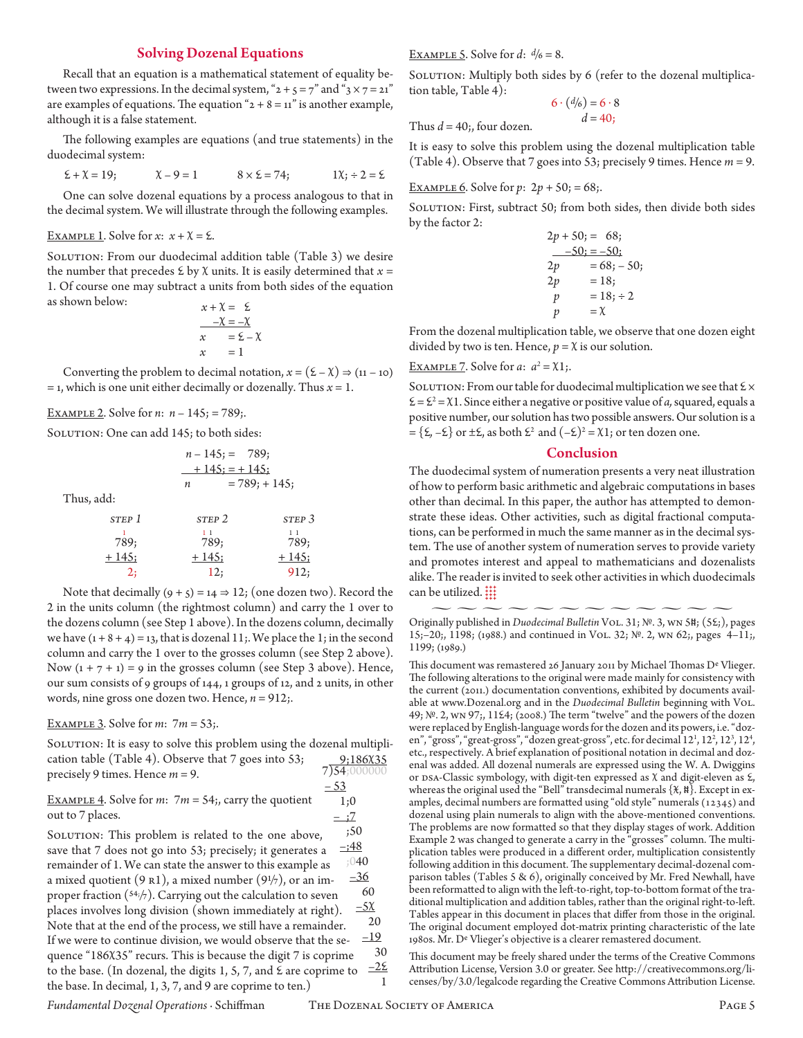## Solving Dozenal Equations

Recall that an equation is a mathematical statement of equality between two expressions. In the decimal system, "2 + 5 = 7" and "3 × 7 = 21" are examples of equations. The equation "2 + 8 = 11" is another example, although it is a false statement.

The following examples are equations (and true statements) in the duodecimal system:

Ɛ + Χ = 19;        Χ − 9 = 1        8 × Ɛ = 74;        1Χ; ÷ 2 = Ɛ

One can solve dozenal equations by a process analogous to that in the decimal system. We will illustrate through the following examples.

Example 1. Solve for $x$: $x$ + Χ = Ɛ.

Solution: From our duodecimal addition table (Table 3) we desire the number that precedes Ɛ by Χ units. It is easily determined that $x$ = 1. Of course one may subtract a units from both sides of the equation as shown below:

```
x + Χ =  Ɛ
   −Χ = −Χ
x     = Ɛ − Χ
x     = 1
```

Converting the problem to decimal notation, $x$ = (Ɛ − Χ) ⇒ (11 − 10) = 1, which is one unit either decimally or dozenally. Thus $x$ = 1.

Example 2. Solve for $n$: $n$ − 145; = 789;.

Solution: One can add 145; to both sides:

```
n − 145; =   789;
  + 145; = + 145;
n        = 789; + 145;
```

Thus, add:

```
STEP 1      STEP 2      STEP 3
   1          1 1        1 1
  789;        789;       789;
+ 145;      + 145;     + 145;
    2;         12;       912;
```

Note that decimally (9 + 5) = 14 ⇒ 12; (one dozen two). Record the 2 in the units column (the rightmost column) and carry the 1 over to the dozens column (see Step 1 above). In the dozens column, decimally we have (1 + 8 + 4) = 13, that is dozenal 11;. We place the 1; in the second column and carry the 1 over to the grosses column (see Step 2 above). Now (1 + 7 + 1) = 9 in the grosses column (see Step 3 above). Hence, our sum consists of 9 groups of 144, 1 groups of 12, and 2 units, in other words, nine gross one dozen two. Hence, $n$ = 912;.

Example 3. Solve for $m$: 7$m$ = 53;.

Solution: It is easy to solve this problem using the dozenal multiplication table (Table 4). Observe that 7 goes into 53; precisely 9 times. Hence $m$ = 9.

Example 4. Solve for $m$: 7$m$ = 54;, carry the quotient out to 7 places.

Solution: This problem is related to the one above, save that 7 does not go into 53; precisely; it generates a remainder of 1. We can state the answer to this example as a mixed quotient (9 R1), a mixed number (9¹⁄₇), or an improper fraction (⁵⁴;⁄₇). Carrying out the calculation to seven places involves long division (shown immediately at right). Note that at the end of the process, we still have a remainder. If we were to continue division, we would observe that the sequence "186Χ35" recurs. This is because the digit 7 is coprime to the base. (In dozenal, the digits 1, 5, 7, and Ɛ are coprime to the base. In decimal, 1, 3, 7, and 9 are coprime to ten.)

```
     9;186Χ35
7)54;000000
 −53
   1;0
 − ;7
    ;50
  −;48
    ;040
    −36
      60
     −5Χ
      20
     −19
       30
      −2Ɛ
        1
```

Example 5. Solve for $d$: $d$⁄6 = 8.

Solution: Multiply both sides by 6 (refer to the dozenal multiplication table, Table 4):

$$6 \cdot (d/6) = 6 \cdot 8$$
$$d = 40;$$

Thus $d$ = 40;, four dozen.

It is easy to solve this problem using the dozenal multiplication table (Table 4). Observe that 7 goes into 53; precisely 9 times. Hence $m$ = 9.

Example 6. Solve for $p$: 2$p$ + 50; = 68;.

Solution: First, subtract 50; from both sides, then divide both sides by the factor 2:

```
2p + 50; =   68;
   −50;  = −50;
2p       = 68; − 50;
2p       = 18;
 p       = 18; ÷ 2
 p       = Χ
```

From the dozenal multiplication table, we observe that one dozen eight divided by two is ten. Hence, $p$ = Χ is our solution.

Example 7. Solve for $a$: $a^2$ = Χ1;.

Solution: From our table for duodecimal multiplication we see that Ɛ × Ɛ = Ɛ² = Χ1. Since either a negative or positive value of $a$, squared, equals a positive number, our solution has two possible answers. Our solution is $a$ = {Ɛ, −Ɛ} or ±Ɛ, as both Ɛ² and (−Ɛ)² = Χ1; or ten dozen one.

## Conclusion

The duodecimal system of numeration presents a very neat illustration of how to perform basic arithmetic and algebraic computations in bases other than decimal. In this paper, the author has attempted to demonstrate these ideas. Other activities, such as digital fractional computations, can be performed in much the same manner as in the decimal system. The use of another system of numeration serves to provide variety and promotes interest and appeal to mathematicians and dozenalists alike. The reader is invited to seek other activities in which duodecimals can be utilized.

---

Originally published in *Duodecimal Bulletin* Vol. 31; №. 3, WN 5Ɛ; (5Ɛ;), pages 15;–20;, 1198; (1988.) and continued in Vol. 32; №. 2, WN 62;, pages 4–11;, 1199; (1989.)

This document was remastered 26 January 2011 by Michael Thomas De Vlieger. The following alterations to the original were made mainly for consistency with the current (2011.) documentation conventions, exhibited by documents available at www.Dozenal.org and in the *Duodecimal Bulletin* beginning with Vol. 49; №. 2, WN 97;, 11Ɛ4; (2008.) The term "twelve" and the powers of the dozen were replaced by English-language words for the dozen and its powers, i.e. "dozen", "gross", "great-gross", "dozen great-gross", etc. for decimal 12¹, 12², 12³, 12⁴, etc., respectively. A brief explanation of positional notation in decimal and dozenal was added. All dozenal numerals are expressed using the W. A. Dwiggins or DSA-Classic symbology, with digit-ten expressed as Χ and digit-eleven as Ɛ, whereas the original used the "Bell" transdecimal numerals {✗, ♯}. Except in examples, decimal numbers are formatted using "old style" numerals (12345) and dozenal using plain numerals to align with the above-mentioned conventions. The problems are now formatted so that they display stages of work. Addition Example 2 was changed to generate a carry in the "grosses" column. The multiplication tables were produced in a different order, multiplication consistently following addition in this document. The supplementary decimal-dozenal comparison tables (Tables 5 & 6), originally conceived by Mr. Fred Newhall, have been reformatted to align with the left-to-right, top-to-bottom format of the traditional multiplication and addition tables, rather than the original right-to-left. Tables appear in this document in places that differ from those in the original. The original document employed dot-matrix printing characteristic of the late 1980s. Mr. De Vlieger's objective is a clearer remastered document.

This document may be freely shared under the terms of the Creative Commons Attribution License, Version 3.0 or greater. See http://creativecommons.org/licenses/by/3.0/legalcode regarding the Creative Commons Attribution License.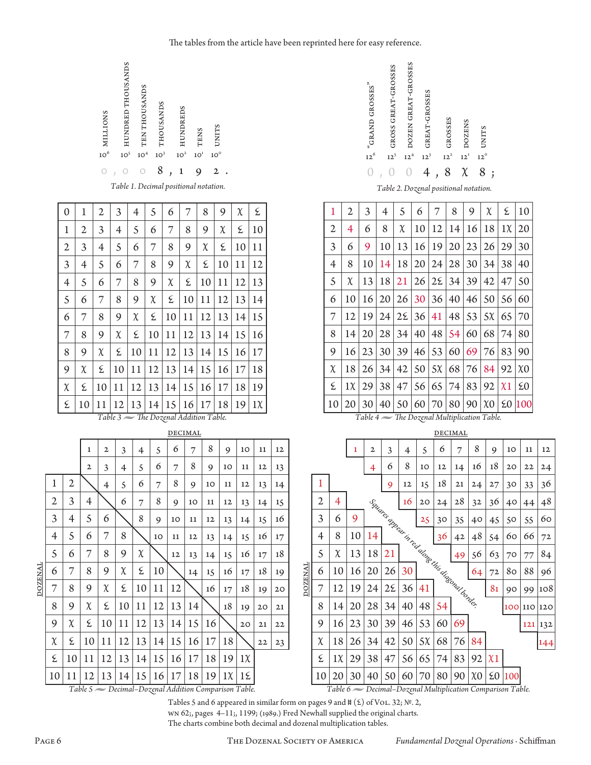The tables from the article have been reprinted here for easy reference.

| MILLIONS | HUNDRED THOUSANDS | TEN THOUSANDS | THOUSANDS | HUNDREDS | TENS | UNITS |
|---|---|---|---|---|---|---|
| $10^6$ | $10^5$ | $10^4$ | $10^3$ | $10^2$ | $10^1$ | $10^0$ |
| 0 , | 0 | 0 | 8 , | 1 | 9 | 2 . |

*Table 1. Decimal positional notation.*

| "GRAND GROSSES" | GROSS GREAT-GROSSES | DOZEN GREAT-GROSSES | GREAT-GROSSES | GROSSES | DOZENS | UNITS |
|---|---|---|---|---|---|---|
| $12^6$ | $12^5$ | $12^4$ | $12^3$ | $12^2$ | $12^1$ | $12^0$ |
| 0 , | 0 | 0 | 4 , | 8 | χ | 8 ; |

*Table 2. Dozenal positional notation.*

| | | | | | | | | | | | |
|---|---|---|---|---|---|---|---|---|---|---|---|
| 0 | 1 | 2 | 3 | 4 | 5 | 6 | 7 | 8 | 9 | χ | Ɛ |
| 1 | 2 | 3 | 4 | 5 | 6 | 7 | 8 | 9 | χ | Ɛ | 10 |
| 2 | 3 | 4 | 5 | 6 | 7 | 8 | 9 | χ | Ɛ | 10 | 11 |
| 3 | 4 | 5 | 6 | 7 | 8 | 9 | χ | Ɛ | 10 | 11 | 12 |
| 4 | 5 | 6 | 7 | 8 | 9 | χ | Ɛ | 10 | 11 | 12 | 13 |
| 5 | 6 | 7 | 8 | 9 | χ | Ɛ | 10 | 11 | 12 | 13 | 14 |
| 6 | 7 | 8 | 9 | χ | Ɛ | 10 | 11 | 12 | 13 | 14 | 15 |
| 7 | 8 | 9 | χ | Ɛ | 10 | 11 | 12 | 13 | 14 | 15 | 16 |
| 8 | 9 | χ | Ɛ | 10 | 11 | 12 | 13 | 14 | 15 | 16 | 17 |
| 9 | χ | Ɛ | 10 | 11 | 12 | 13 | 14 | 15 | 16 | 17 | 18 |
| χ | Ɛ | 10 | 11 | 12 | 13 | 14 | 15 | 16 | 17 | 18 | 19 |
| Ɛ | 10 | 11 | 12 | 13 | 14 | 15 | 16 | 17 | 18 | 19 | 1χ |

*Table 3 — The Dozenal Addition Table.*

| | | | | | | | | | | | |
|---|---|---|---|---|---|---|---|---|---|---|---|
| 1 | 2 | 3 | 4 | 5 | 6 | 7 | 8 | 9 | χ | Ɛ | 10 |
| 2 | 4 | 6 | 8 | χ | 10 | 12 | 14 | 16 | 18 | 1χ | 20 |
| 3 | 6 | 9 | 10 | 13 | 16 | 19 | 20 | 23 | 26 | 29 | 30 |
| 4 | 8 | 10 | 14 | 18 | 20 | 24 | 28 | 30 | 34 | 38 | 40 |
| 5 | χ | 13 | 18 | 21 | 26 | 2Ɛ | 34 | 39 | 42 | 47 | 50 |
| 6 | 10 | 16 | 20 | 26 | 30 | 36 | 40 | 46 | 50 | 56 | 60 |
| 7 | 12 | 19 | 24 | 2Ɛ | 36 | 41 | 48 | 53 | 5χ | 65 | 70 |
| 8 | 14 | 20 | 28 | 34 | 40 | 48 | 54 | 60 | 68 | 74 | 80 |
| 9 | 16 | 23 | 30 | 39 | 46 | 53 | 60 | 69 | 76 | 83 | 90 |
| χ | 18 | 26 | 34 | 42 | 50 | 5χ | 68 | 76 | 84 | 92 | χ0 |
| Ɛ | 1χ | 29 | 38 | 47 | 56 | 65 | 74 | 83 | 92 | χ1 | Ɛ0 |
| 10 | 20 | 30 | 40 | 50 | 60 | 70 | 80 | 90 | χ0 | Ɛ0 | 100 |

*Table 4 — The Dozenal Multiplication Table.*

DECIMAL (top) / DOZENAL (left)

| | | | | | | | | | | | | | |
|---|---|---|---|---|---|---|---|---|---|---|---|---|---|
| | | 1 | 2 | 3 | 4 | 5 | 6 | 7 | 8 | 9 | 10 | 11 | 12 |
| | | 2 | 3 | 4 | 5 | 6 | 7 | 8 | 9 | 10 | 11 | 12 | 13 |
| 1 | 2 | \ | 4 | 5 | 6 | 7 | 8 | 9 | 10 | 11 | 12 | 13 | 14 |
| 2 | 3 | 4 | \ | 6 | 7 | 8 | 9 | 10 | 11 | 12 | 13 | 14 | 15 |
| 3 | 4 | 5 | 6 | \ | 8 | 9 | 10 | 11 | 12 | 13 | 14 | 15 | 16 |
| 4 | 5 | 6 | 7 | 8 | \ | 10 | 11 | 12 | 13 | 14 | 15 | 16 | 17 |
| 5 | 6 | 7 | 8 | 9 | χ | \ | 12 | 13 | 14 | 15 | 16 | 17 | 18 |
| 6 | 7 | 8 | 9 | χ | Ɛ | 10 | \ | 14 | 15 | 16 | 17 | 18 | 19 |
| 7 | 8 | 9 | χ | Ɛ | 10 | 11 | 12 | \ | 16 | 17 | 18 | 19 | 20 |
| 8 | 9 | χ | Ɛ | 10 | 11 | 12 | 13 | 14 | \ | 18 | 19 | 20 | 21 |
| 9 | χ | Ɛ | 10 | 11 | 12 | 13 | 14 | 15 | 16 | \ | 20 | 21 | 22 |
| χ | Ɛ | 10 | 11 | 12 | 13 | 14 | 15 | 16 | 17 | 18 | \ | 22 | 23 |
| Ɛ | 10 | 11 | 12 | 13 | 14 | 15 | 16 | 17 | 18 | 19 | 1χ | | |
| 10 | 11 | 12 | 13 | 14 | 15 | 16 | 17 | 18 | 19 | 1χ | 1Ɛ | | |

*Table 5 — Decimal–Dozenal Addition Comparison Table.*

DECIMAL (top) / DOZENAL (left)

| | | | | | | | | | | | | | |
|---|---|---|---|---|---|---|---|---|---|---|---|---|---|
| | | 1 | 2 | 3 | 4 | 5 | 6 | 7 | 8 | 9 | 10 | 11 | 12 |
| | | | 4 | 6 | 8 | 10 | 12 | 14 | 16 | 18 | 20 | 22 | 24 |
| 1 | | | | 9 | 12 | 15 | 18 | 21 | 24 | 27 | 30 | 33 | 36 |
| 2 | 4 | | | | 16 | 20 | 24 | 28 | 32 | 36 | 40 | 44 | 48 |
| 3 | 6 | 9 | | | | 25 | 30 | 35 | 40 | 45 | 50 | 55 | 60 |
| 4 | 8 | 10 | 14 | | | | 36 | 42 | 48 | 54 | 60 | 66 | 72 |
| 5 | χ | 13 | 18 | 21 | | | | 49 | 56 | 63 | 70 | 77 | 84 |
| 6 | 10 | 16 | 20 | 26 | 30 | | | | 64 | 72 | 80 | 88 | 96 |
| 7 | 12 | 19 | 24 | 2Ɛ | 36 | 41 | | | | 81 | 90 | 99 | 108 |
| 8 | 14 | 20 | 28 | 34 | 40 | 48 | 54 | | | | 100 | 110 | 120 |
| 9 | 16 | 23 | 30 | 39 | 46 | 53 | 60 | 69 | | | | 121 | 132 |
| χ | 18 | 26 | 34 | 42 | 50 | 5χ | 68 | 76 | 84 | | | | 144 |
| Ɛ | 1χ | 29 | 38 | 47 | 56 | 65 | 74 | 83 | 92 | χ1 | | | |
| 10 | 20 | 30 | 40 | 50 | 60 | 70 | 80 | 90 | χ0 | Ɛ0 | 100 | | |

*Squares appear in red along this diagonal border.*

*Table 6 — Decimal–Dozenal Multiplication Comparison Table.*

Tables 5 and 6 appeared in similar form on pages 9 and ♮ (Ɛ) of Vol. 32; №. 2, WN 62;, pages 4–11;, 1199; (1989.) Fred Newhall supplied the original charts. The charts combine both decimal and dozenal multiplication tables.